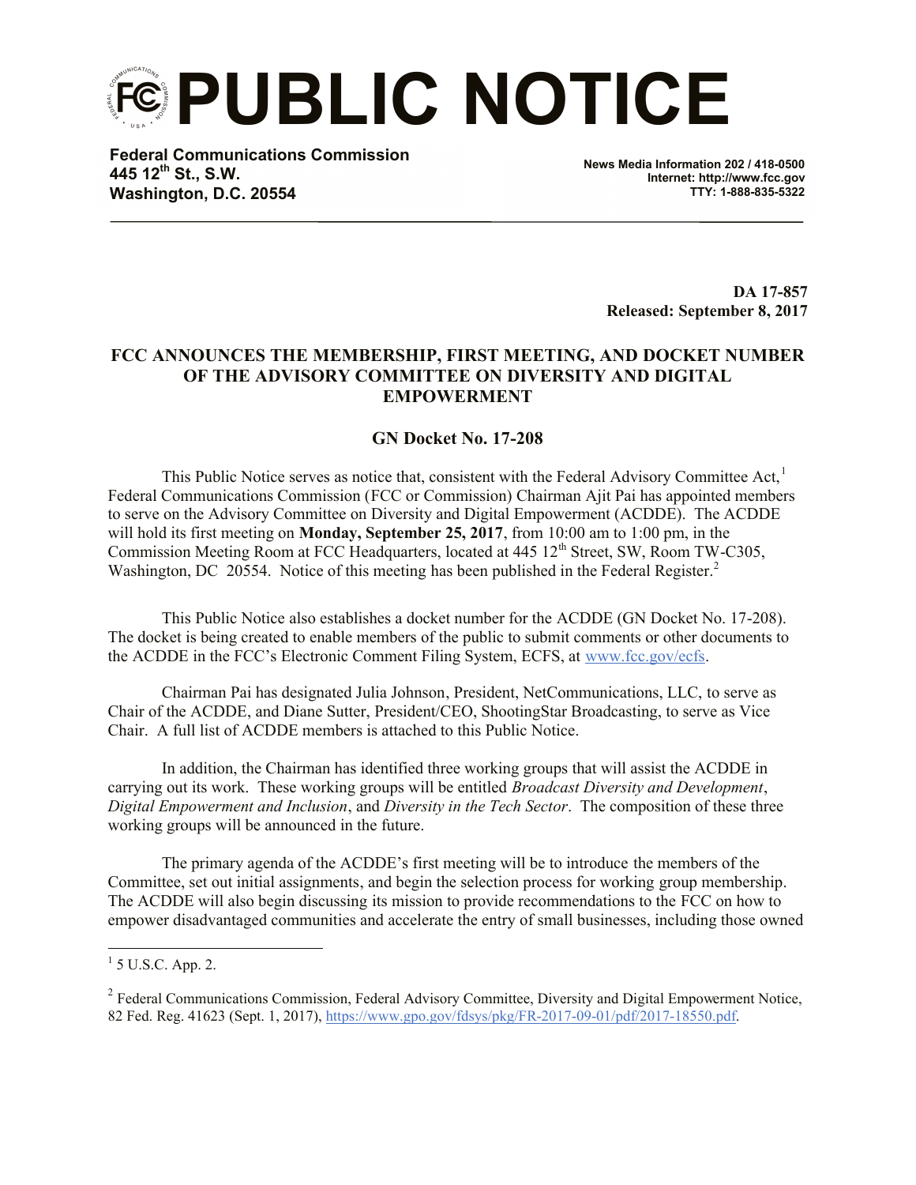# PUBLIC NOTICE

**Federal Communications Commission**
**445 12th St., S.W.**
**Washington, D.C. 20554**

**News Media Information 202 / 418-0500**
**Internet: http://www.fcc.gov**
**TTY: 1-888-835-5322**

**DA 17-857**
**Released: September 8, 2017**

## FCC ANNOUNCES THE MEMBERSHIP, FIRST MEETING, AND DOCKET NUMBER OF THE ADVISORY COMMITTEE ON DIVERSITY AND DIGITAL EMPOWERMENT

### GN Docket No. 17-208

This Public Notice serves as notice that, consistent with the Federal Advisory Committee Act,[1] Federal Communications Commission (FCC or Commission) Chairman Ajit Pai has appointed members to serve on the Advisory Committee on Diversity and Digital Empowerment (ACDDE). The ACDDE will hold its first meeting on **Monday, September 25, 2017**, from 10:00 am to 1:00 pm, in the Commission Meeting Room at FCC Headquarters, located at 445 12th Street, SW, Room TW-C305, Washington, DC 20554. Notice of this meeting has been published in the Federal Register.[2]

This Public Notice also establishes a docket number for the ACDDE (GN Docket No. 17-208). The docket is being created to enable members of the public to submit comments or other documents to the ACDDE in the FCC's Electronic Comment Filing System, ECFS, at www.fcc.gov/ecfs.

Chairman Pai has designated Julia Johnson, President, NetCommunications, LLC, to serve as Chair of the ACDDE, and Diane Sutter, President/CEO, ShootingStar Broadcasting, to serve as Vice Chair. A full list of ACDDE members is attached to this Public Notice.

In addition, the Chairman has identified three working groups that will assist the ACDDE in carrying out its work. These working groups will be entitled *Broadcast Diversity and Development*, *Digital Empowerment and Inclusion*, and *Diversity in the Tech Sector*. The composition of these three working groups will be announced in the future.

The primary agenda of the ACDDE's first meeting will be to introduce the members of the Committee, set out initial assignments, and begin the selection process for working group membership. The ACDDE will also begin discussing its mission to provide recommendations to the FCC on how to empower disadvantaged communities and accelerate the entry of small businesses, including those owned

---

[1] 5 U.S.C. App. 2.

[2] Federal Communications Commission, Federal Advisory Committee, Diversity and Digital Empowerment Notice, 82 Fed. Reg. 41623 (Sept. 1, 2017), https://www.gpo.gov/fdsys/pkg/FR-2017-09-01/pdf/2017-18550.pdf.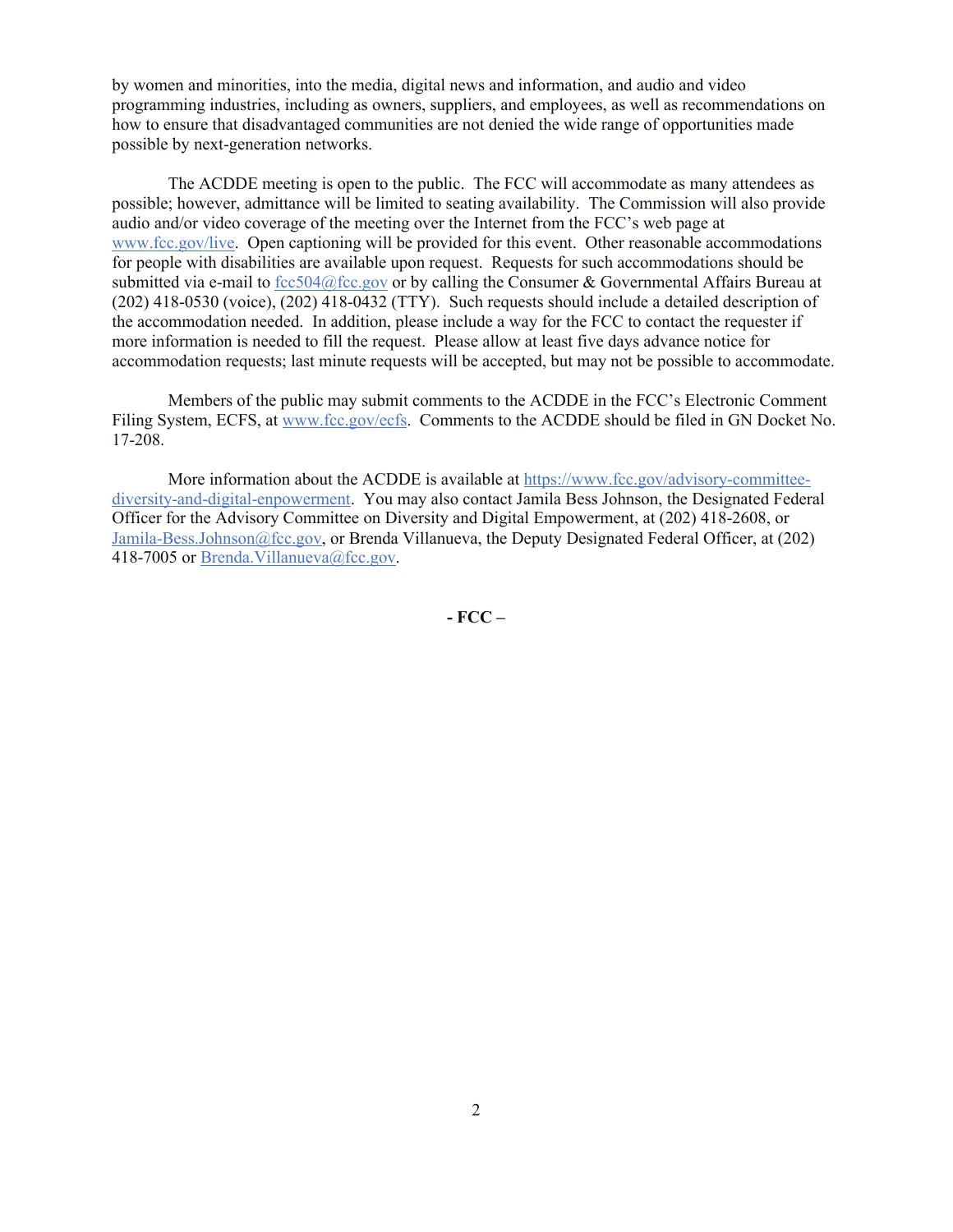by women and minorities, into the media, digital news and information, and audio and video programming industries, including as owners, suppliers, and employees, as well as recommendations on how to ensure that disadvantaged communities are not denied the wide range of opportunities made possible by next-generation networks.

The ACDDE meeting is open to the public. The FCC will accommodate as many attendees as possible; however, admittance will be limited to seating availability. The Commission will also provide audio and/or video coverage of the meeting over the Internet from the FCC's web page at [www.fcc.gov/live](www.fcc.gov/live). Open captioning will be provided for this event. Other reasonable accommodations for people with disabilities are available upon request. Requests for such accommodations should be submitted via e-mail to [fcc504@fcc.gov](mailto:fcc504@fcc.gov) or by calling the Consumer & Governmental Affairs Bureau at (202) 418-0530 (voice), (202) 418-0432 (TTY). Such requests should include a detailed description of the accommodation needed. In addition, please include a way for the FCC to contact the requester if more information is needed to fill the request. Please allow at least five days advance notice for accommodation requests; last minute requests will be accepted, but may not be possible to accommodate.

Members of the public may submit comments to the ACDDE in the FCC's Electronic Comment Filing System, ECFS, at [www.fcc.gov/ecfs](www.fcc.gov/ecfs). Comments to the ACDDE should be filed in GN Docket No. 17-208.

More information about the ACDDE is available at [https://www.fcc.gov/advisory-committee-diversity-and-digital-enpowerment](https://www.fcc.gov/advisory-committee-diversity-and-digital-enpowerment). You may also contact Jamila Bess Johnson, the Designated Federal Officer for the Advisory Committee on Diversity and Digital Empowerment, at (202) 418-2608, or [Jamila-Bess.Johnson@fcc.gov](mailto:Jamila-Bess.Johnson@fcc.gov), or Brenda Villanueva, the Deputy Designated Federal Officer, at (202) 418-7005 or [Brenda.Villanueva@fcc.gov](mailto:Brenda.Villanueva@fcc.gov).

**- FCC –**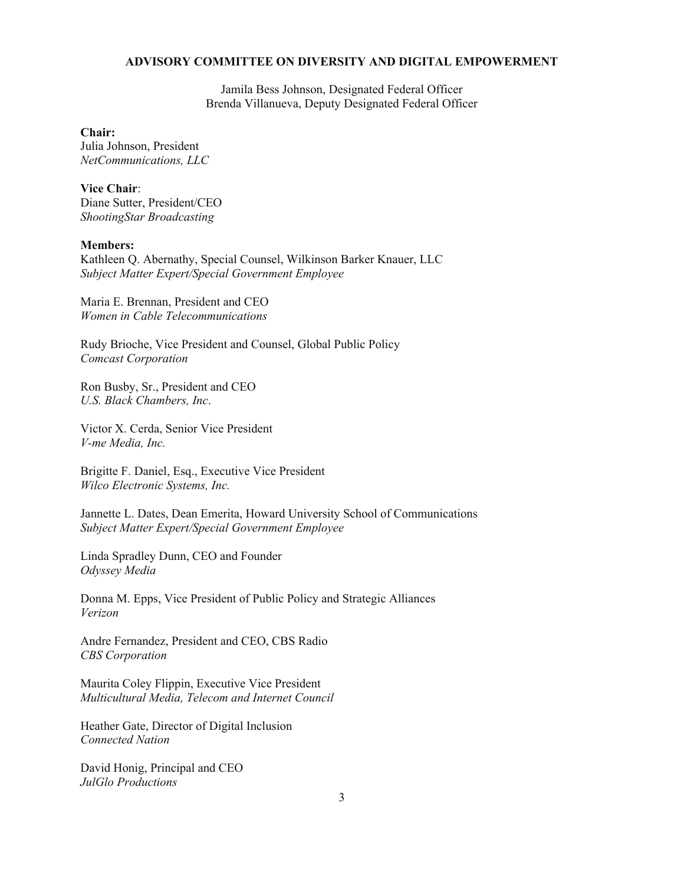## ADVISORY COMMITTEE ON DIVERSITY AND DIGITAL EMPOWERMENT

Jamila Bess Johnson, Designated Federal Officer
Brenda Villanueva, Deputy Designated Federal Officer

**Chair:**
Julia Johnson, President
*NetCommunications, LLC*

**Vice Chair**:
Diane Sutter, President/CEO
*ShootingStar Broadcasting*

**Members:**
Kathleen Q. Abernathy, Special Counsel, Wilkinson Barker Knauer, LLC
*Subject Matter Expert/Special Government Employee*

Maria E. Brennan, President and CEO
*Women in Cable Telecommunications*

Rudy Brioche, Vice President and Counsel, Global Public Policy
*Comcast Corporation*

Ron Busby, Sr., President and CEO
*U.S. Black Chambers, Inc*.

Victor X. Cerda, Senior Vice President
*V-me Media, Inc.*

Brigitte F. Daniel, Esq., Executive Vice President
*Wilco Electronic Systems, Inc.*

Jannette L. Dates, Dean Emerita, Howard University School of Communications
*Subject Matter Expert/Special Government Employee*

Linda Spradley Dunn, CEO and Founder
*Odyssey Media*

Donna M. Epps, Vice President of Public Policy and Strategic Alliances
*Verizon*

Andre Fernandez, President and CEO, CBS Radio
*CBS Corporation*

Maurita Coley Flippin, Executive Vice President
*Multicultural Media, Telecom and Internet Council*

Heather Gate, Director of Digital Inclusion
*Connected Nation*

David Honig, Principal and CEO
*JulGlo Productions*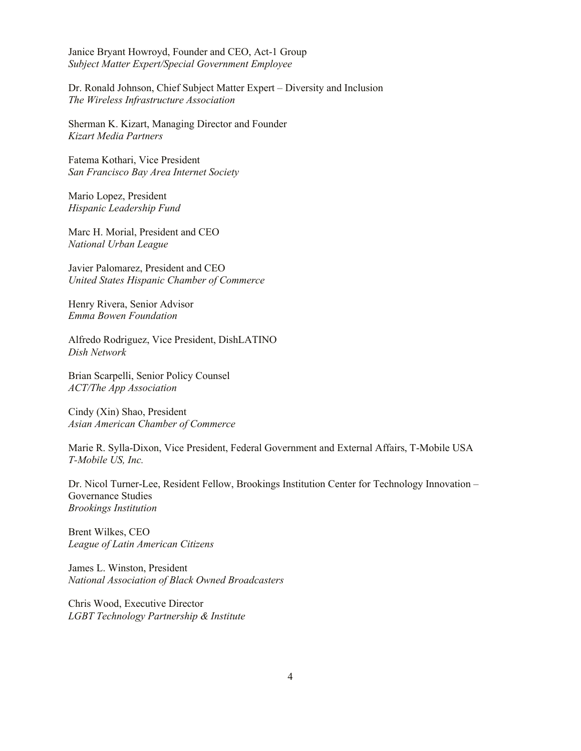Janice Bryant Howroyd, Founder and CEO, Act-1 Group
*Subject Matter Expert/Special Government Employee*

Dr. Ronald Johnson, Chief Subject Matter Expert – Diversity and Inclusion
*The Wireless Infrastructure Association*

Sherman K. Kizart, Managing Director and Founder
*Kizart Media Partners*

Fatema Kothari, Vice President
*San Francisco Bay Area Internet Society*

Mario Lopez, President
*Hispanic Leadership Fund*

Marc H. Morial, President and CEO
*National Urban League*

Javier Palomarez, President and CEO
*United States Hispanic Chamber of Commerce*

Henry Rivera, Senior Advisor
*Emma Bowen Foundation*

Alfredo Rodriguez, Vice President, DishLATINO
*Dish Network*

Brian Scarpelli, Senior Policy Counsel
*ACT/The App Association*

Cindy (Xin) Shao, President
*Asian American Chamber of Commerce*

Marie R. Sylla-Dixon, Vice President, Federal Government and External Affairs, T-Mobile USA
*T-Mobile US, Inc.*

Dr. Nicol Turner-Lee, Resident Fellow, Brookings Institution Center for Technology Innovation – Governance Studies
*Brookings Institution*

Brent Wilkes, CEO
*League of Latin American Citizens*

James L. Winston, President
*National Association of Black Owned Broadcasters*

Chris Wood, Executive Director
*LGBT Technology Partnership & Institute*